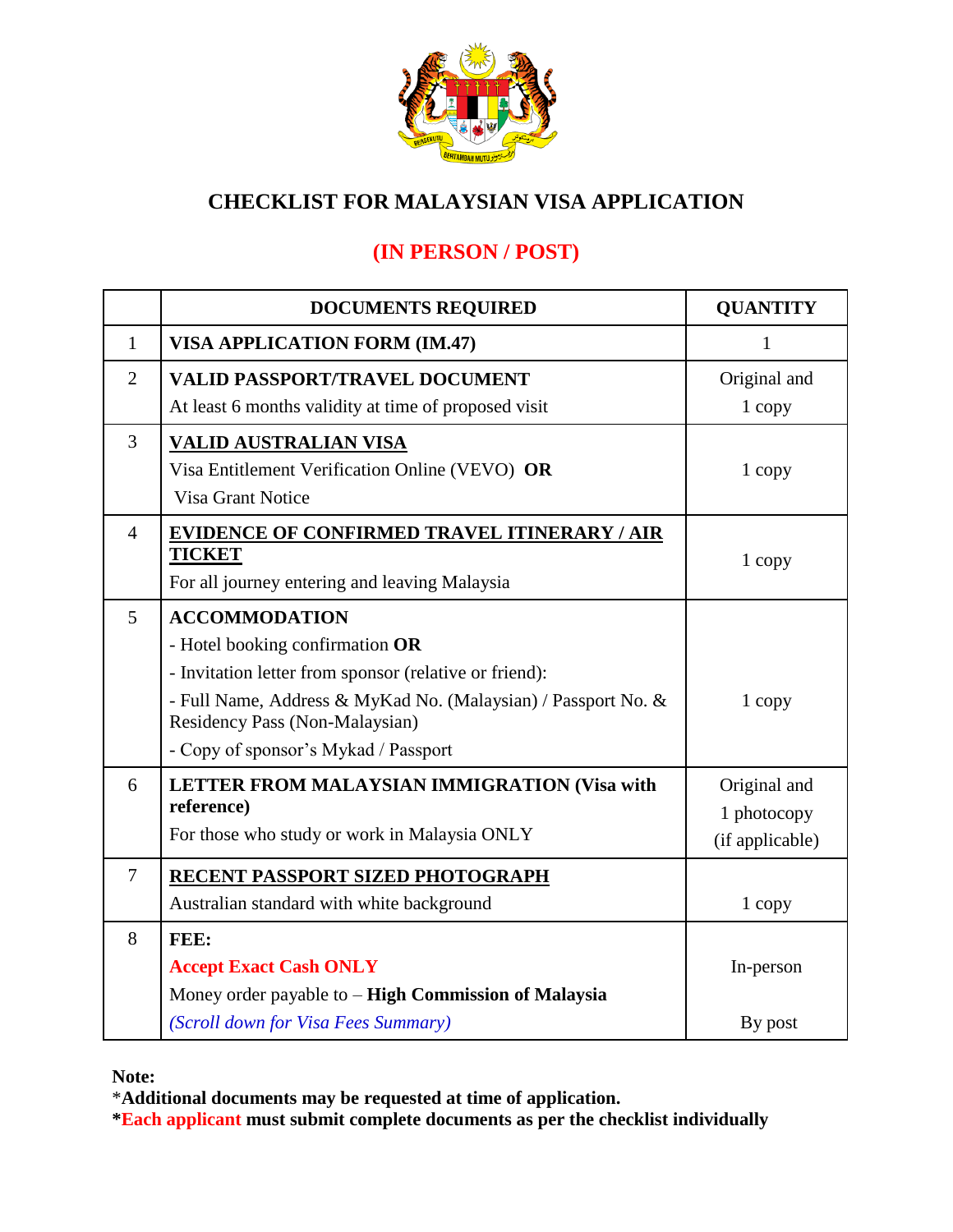# CHECKLIST FOR MALAYSIAN VISA APPLICATION

## (IN PERSON / POST)

| | DOCUMENTS REQUIRED | QUANTITY |
|---|---|---|
| 1 | **VISA APPLICATION FORM (IM.47)** | 1 |
| 2 | **VALID PASSPORT/TRAVEL DOCUMENT**<br>At least 6 months validity at time of proposed visit | Original and<br>1 copy |
| 3 | **VALID AUSTRALIAN VISA**<br>Visa Entitlement Verification Online (VEVO) **OR**<br>Visa Grant Notice | 1 copy |
| 4 | **EVIDENCE OF CONFIRMED TRAVEL ITINERARY / AIR TICKET**<br>For all journey entering and leaving Malaysia | 1 copy |
| 5 | **ACCOMMODATION**<br>- Hotel booking confirmation **OR**<br>- Invitation letter from sponsor (relative or friend):<br>- Full Name, Address & MyKad No. (Malaysian) / Passport No. & Residency Pass (Non-Malaysian)<br>- Copy of sponsor's Mykad / Passport | 1 copy |
| 6 | **LETTER FROM MALAYSIAN IMMIGRATION (Visa with reference)**<br>For those who study or work in Malaysia ONLY | Original and<br>1 photocopy<br>(if applicable) |
| 7 | **RECENT PASSPORT SIZED PHOTOGRAPH**<br>Australian standard with white background | 1 copy |
| 8 | **FEE:**<br>**Accept Exact Cash ONLY**<br>Money order payable to – **High Commission of Malaysia**<br>*(Scroll down for Visa Fees Summary)* | In-person<br><br>By post |

**Note:**

*__Additional documents may be requested at time of application.__

__*Each applicant must submit complete documents as per the checklist individually__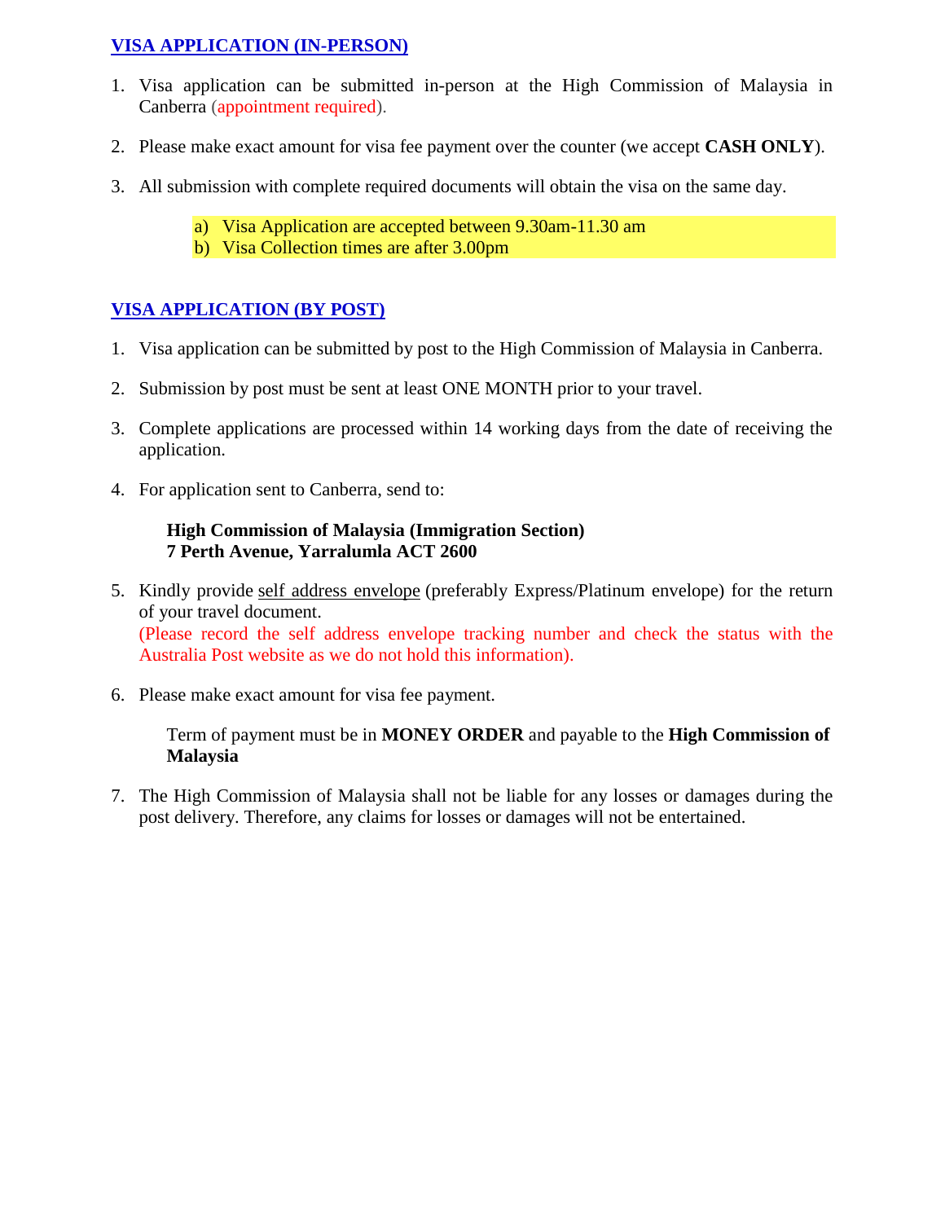## VISA APPLICATION (IN-PERSON)

1. Visa application can be submitted in-person at the High Commission of Malaysia in Canberra (appointment required).

2. Please make exact amount for visa fee payment over the counter (we accept **CASH ONLY**).

3. All submission with complete required documents will obtain the visa on the same day.

   a) Visa Application are accepted between 9.30am-11.30 am
   b) Visa Collection times are after 3.00pm

## VISA APPLICATION (BY POST)

1. Visa application can be submitted by post to the High Commission of Malaysia in Canberra.

2. Submission by post must be sent at least ONE MONTH prior to your travel.

3. Complete applications are processed within 14 working days from the date of receiving the application.

4. For application sent to Canberra, send to:

   **High Commission of Malaysia (Immigration Section)**
   **7 Perth Avenue, Yarralumla ACT 2600**

5. Kindly provide self address envelope (preferably Express/Platinum envelope) for the return of your travel document.
   (Please record the self address envelope tracking number and check the status with the Australia Post website as we do not hold this information).

6. Please make exact amount for visa fee payment.

   Term of payment must be in **MONEY ORDER** and payable to the **High Commission of Malaysia**

7. The High Commission of Malaysia shall not be liable for any losses or damages during the post delivery. Therefore, any claims for losses or damages will not be entertained.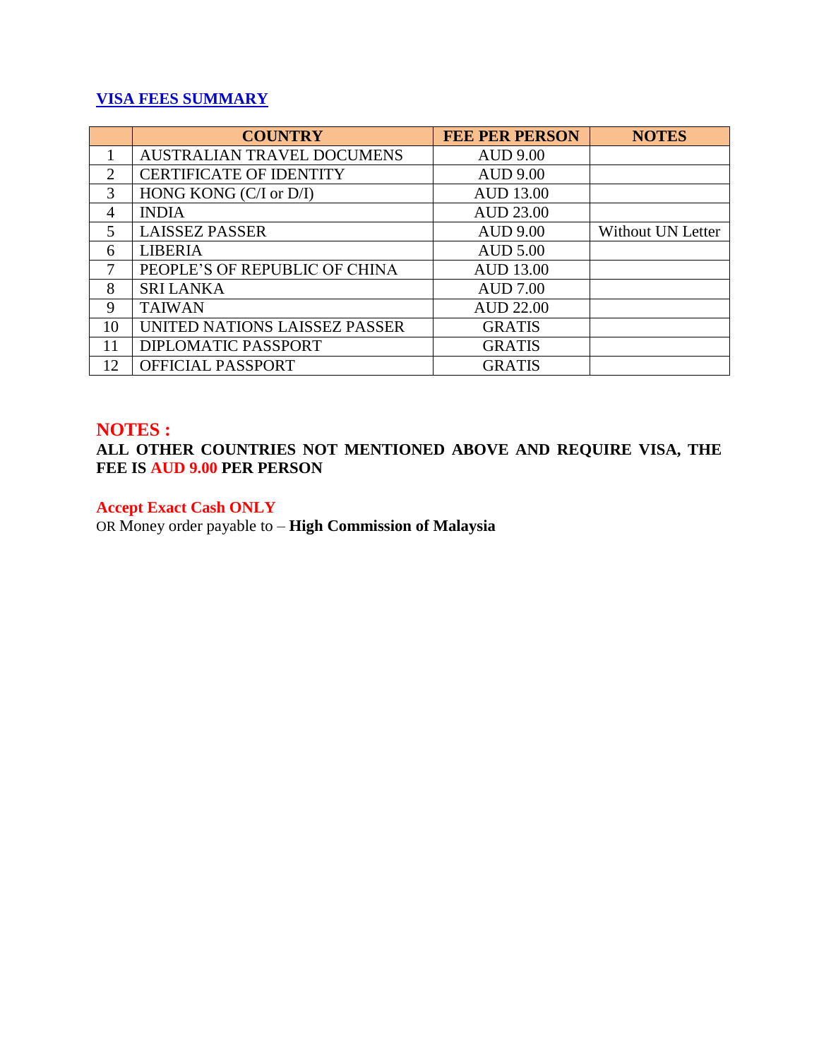## VISA FEES SUMMARY

| | COUNTRY | FEE PER PERSON | NOTES |
|---|---|---|---|
| 1 | AUSTRALIAN TRAVEL DOCUMENS | AUD 9.00 | |
| 2 | CERTIFICATE OF IDENTITY | AUD 9.00 | |
| 3 | HONG KONG (C/I or D/I) | AUD 13.00 | |
| 4 | INDIA | AUD 23.00 | |
| 5 | LAISSEZ PASSER | AUD 9.00 | Without UN Letter |
| 6 | LIBERIA | AUD 5.00 | |
| 7 | PEOPLE'S OF REPUBLIC OF CHINA | AUD 13.00 | |
| 8 | SRI LANKA | AUD 7.00 | |
| 9 | TAIWAN | AUD 22.00 | |
| 10 | UNITED NATIONS LAISSEZ PASSER | GRATIS | |
| 11 | DIPLOMATIC PASSPORT | GRATIS | |
| 12 | OFFICIAL PASSPORT | GRATIS | |

## NOTES :

**ALL OTHER COUNTRIES NOT MENTIONED ABOVE AND REQUIRE VISA, THE FEE IS AUD 9.00 PER PERSON**

**Accept Exact Cash ONLY**

OR Money order payable to – **High Commission of Malaysia**